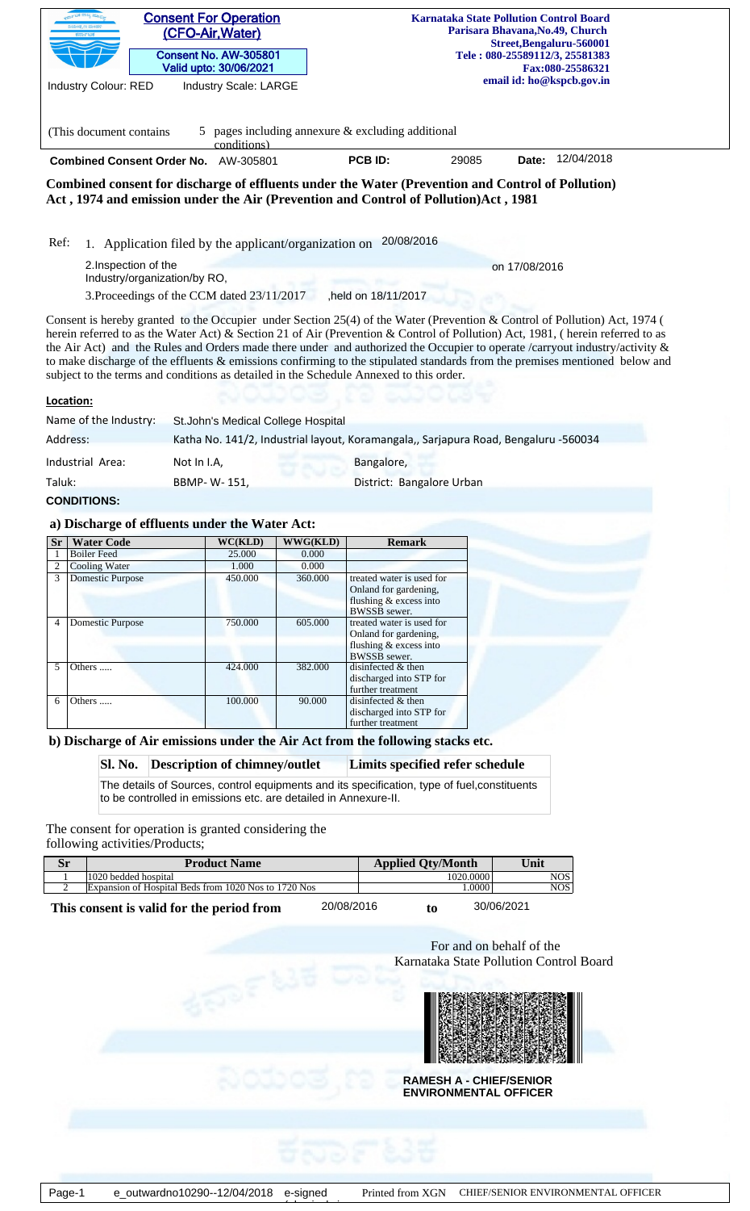**Consent For Operation (CFO-Air,Water)**

**Consent No. AW-305801**
**Valid upto: 30/06/2021**

**Karnataka State Pollution Control Board**
**Parisara Bhavana,No.49, Church Street,Bengaluru-560001**
**Tele : 080-25589112/3, 25581383**
**Fax:080-25586321**
**email id: ho@kspcb.gov.in**

Industry Colour: RED    Industry Scale: LARGE

(This document contains 5 pages including annexure & excluding additional conditions)

**Combined Consent Order No.** AW-305801    **PCB ID:** 29085    **Date:** 12/04/2018

**Combined consent for discharge of effluents under the Water (Prevention and Control of Pollution) Act , 1974 and emission under the Air (Prevention and Control of Pollution)Act , 1981**

Ref:
1. Application filed by the applicant/organization on 20/08/2016
2. Inspection of the Industry/organization/by RO, on 17/08/2016
3. Proceedings of the CCM dated 23/11/2017 ,held on 18/11/2017

Consent is hereby granted to the Occupier under Section 25(4) of the Water (Prevention & Control of Pollution) Act, 1974 ( herein referred to as the Water Act) & Section 21 of Air (Prevention & Control of Pollution) Act, 1981, ( herein referred to as the Air Act) and the Rules and Orders made there under and authorized the Occupier to operate /carryout industry/activity & to make discharge of the effluents & emissions confirming to the stipulated standards from the premises mentioned below and subject to the terms and conditions as detailed in the Schedule Annexed to this order.

**Location:**

| | | |
|---|---|---|
| Name of the Industry: | St.John's Medical College Hospital | |
| Address: | Katha No. 141/2, Industrial layout, Koramangala,, Sarjapura Road, Bengaluru -560034 | |
| Industrial Area: | Not In I.A, | Bangalore, |
| Taluk: | BBMP- W- 151, | District: Bangalore Urban |

**CONDITIONS:**

**a) Discharge of effluents under the Water Act:**

| Sr | Water Code | WC(KLD) | WWG(KLD) | Remark |
|---|---|---|---|---|
| 1 | Boiler Feed | 25.000 | 0.000 | |
| 2 | Cooling Water | 1.000 | 0.000 | |
| 3 | Domestic Purpose | 450.000 | 360.000 | treated water is used for Onland for gardening, flushing & excess into BWSSB sewer. |
| 4 | Domestic Purpose | 750.000 | 605.000 | treated water is used for Onland for gardening, flushing & excess into BWSSB sewer. |
| 5 | Others ..... | 424.000 | 382.000 | disinfected & then discharged into STP for further treatment |
| 6 | Others ..... | 100.000 | 90.000 | disinfected & then discharged into STP for further treatment |

**b) Discharge of Air emissions under the Air Act from the following stacks etc.**

| Sl. No. | Description of chimney/outlet | Limits specified refer schedule |
|---|---|---|
| The details of Sources, control equipments and its specification, type of fuel,constituents to be controlled in emissions etc. are detailed in Annexure-II. | | |

The consent for operation is granted considering the following activities/Products;

| Sr | Product Name | Applied Qty/Month | Unit |
|---|---|---|---|
| 1 | 1020 bedded hospital | 1020.0000 | NOS |
| 2 | Expansion of Hospital Beds from 1020 Nos to 1720 Nos | 1.0000 | NOS |

**This consent is valid for the period from** 20/08/2016 **to** 30/06/2021

For and on behalf of the
Karnataka State Pollution Control Board

**RAMESH A - CHIEF/SENIOR ENVIRONMENTAL OFFICER**

e_outwardno10290--12/04/2018 e-signed    Printed from XGN    CHIEF/SENIOR ENVIRONMENTAL OFFICER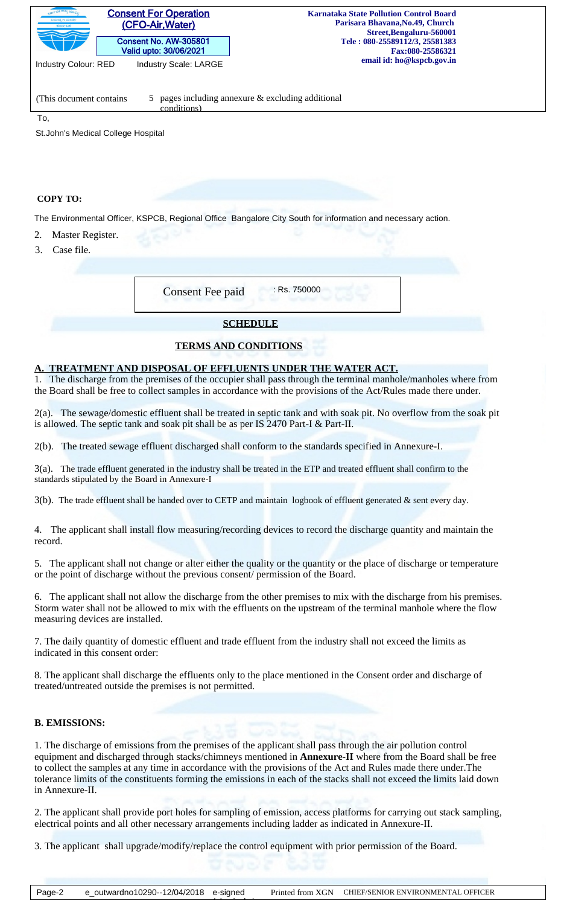**Consent For Operation (CFO-Air,Water)**

Consent No. AW-305801
Valid upto: 30/06/2021

**Karnataka State Pollution Control Board**
**Parisara Bhavana,No.49, Church Street,Bengaluru-560001**
**Tele : 080-25589112/3, 25581383**
**Fax:080-25586321**
**email id: ho@kspcb.gov.in**

Industry Colour: RED    Industry Scale: LARGE

(This document contains 5 pages including annexure & excluding additional conditions)

To,

St.John's Medical College Hospital

**COPY TO:**

The Environmental Officer, KSPCB, Regional Office Bangalore City South for information and necessary action.

2. Master Register.
3. Case file.

| Consent Fee paid | : Rs. 750000 |
|---|---|

## SCHEDULE

## TERMS AND CONDITIONS

### A. TREATMENT AND DISPOSAL OF EFFLUENTS UNDER THE WATER ACT.

1. The discharge from the premises of the occupier shall pass through the terminal manhole/manholes where from the Board shall be free to collect samples in accordance with the provisions of the Act/Rules made there under.

2(a). The sewage/domestic effluent shall be treated in septic tank and with soak pit. No overflow from the soak pit is allowed. The septic tank and soak pit shall be as per IS 2470 Part-I & Part-II.

2(b). The treated sewage effluent discharged shall conform to the standards specified in Annexure-I.

3(a). The trade effluent generated in the industry shall be treated in the ETP and treated effluent shall confirm to the standards stipulated by the Board in Annexure-I

3(b). The trade effluent shall be handed over to CETP and maintain logbook of effluent generated & sent every day.

4. The applicant shall install flow measuring/recording devices to record the discharge quantity and maintain the record.

5. The applicant shall not change or alter either the quality or the quantity or the place of discharge or temperature or the point of discharge without the previous consent/ permission of the Board.

6. The applicant shall not allow the discharge from the other premises to mix with the discharge from his premises. Storm water shall not be allowed to mix with the effluents on the upstream of the terminal manhole where the flow measuring devices are installed.

7. The daily quantity of domestic effluent and trade effluent from the industry shall not exceed the limits as indicated in this consent order:

8. The applicant shall discharge the effluents only to the place mentioned in the Consent order and discharge of treated/untreated outside the premises is not permitted.

### B. EMISSIONS:

1. The discharge of emissions from the premises of the applicant shall pass through the air pollution control equipment and discharged through stacks/chimneys mentioned in **Annexure-II** where from the Board shall be free to collect the samples at any time in accordance with the provisions of the Act and Rules made there under.The tolerance limits of the constituents forming the emissions in each of the stacks shall not exceed the limits laid down in Annexure-II.

2. The applicant shall provide port holes for sampling of emission, access platforms for carrying out stack sampling, electrical points and all other necessary arrangements including ladder as indicated in Annexure-II.

3. The applicant shall upgrade/modify/replace the control equipment with prior permission of the Board.

e_outwardno10290--12/04/2018 e-signed    Printed from XGN    CHIEF/SENIOR ENVIRONMENTAL OFFICER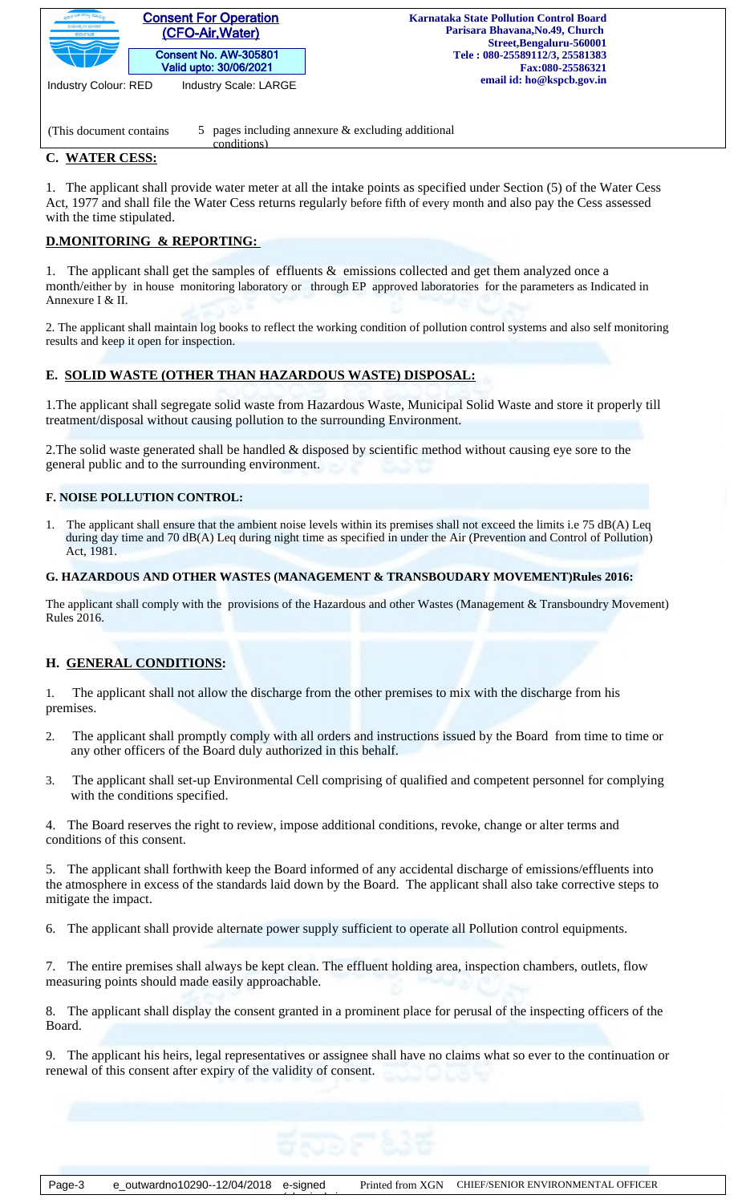## C. WATER CESS:

1. The applicant shall provide water meter at all the intake points as specified under Section (5) of the Water Cess Act, 1977 and shall file the Water Cess returns regularly before fifth of every month and also pay the Cess assessed with the time stipulated.

## D.MONITORING & REPORTING:

1. The applicant shall get the samples of effluents & emissions collected and get them analyzed once a month/either by in house monitoring laboratory or through EP approved laboratories for the parameters as Indicated in Annexure I & II.

2. The applicant shall maintain log books to reflect the working condition of pollution control systems and also self monitoring results and keep it open for inspection.

## E. SOLID WASTE (OTHER THAN HAZARDOUS WASTE) DISPOSAL:

1.The applicant shall segregate solid waste from Hazardous Waste, Municipal Solid Waste and store it properly till treatment/disposal without causing pollution to the surrounding Environment.

2.The solid waste generated shall be handled & disposed by scientific method without causing eye sore to the general public and to the surrounding environment.

## F. NOISE POLLUTION CONTROL:

1. The applicant shall ensure that the ambient noise levels within its premises shall not exceed the limits i.e 75 dB(A) Leq during day time and 70 dB(A) Leq during night time as specified in under the Air (Prevention and Control of Pollution) Act, 1981.

## G. HAZARDOUS AND OTHER WASTES (MANAGEMENT & TRANSBOUDARY MOVEMENT)Rules 2016:

The applicant shall comply with the provisions of the Hazardous and other Wastes (Management & Transboundry Movement) Rules 2016.

## H. GENERAL CONDITIONS:

1. The applicant shall not allow the discharge from the other premises to mix with the discharge from his premises.

2. The applicant shall promptly comply with all orders and instructions issued by the Board from time to time or any other officers of the Board duly authorized in this behalf.

3. The applicant shall set-up Environmental Cell comprising of qualified and competent personnel for complying with the conditions specified.

4. The Board reserves the right to review, impose additional conditions, revoke, change or alter terms and conditions of this consent.

5. The applicant shall forthwith keep the Board informed of any accidental discharge of emissions/effluents into the atmosphere in excess of the standards laid down by the Board. The applicant shall also take corrective steps to mitigate the impact.

6. The applicant shall provide alternate power supply sufficient to operate all Pollution control equipments.

7. The entire premises shall always be kept clean. The effluent holding area, inspection chambers, outlets, flow measuring points should made easily approachable.

8. The applicant shall display the consent granted in a prominent place for perusal of the inspecting officers of the Board.

9. The applicant his heirs, legal representatives or assignee shall have no claims what so ever to the continuation or renewal of this consent after expiry of the validity of consent.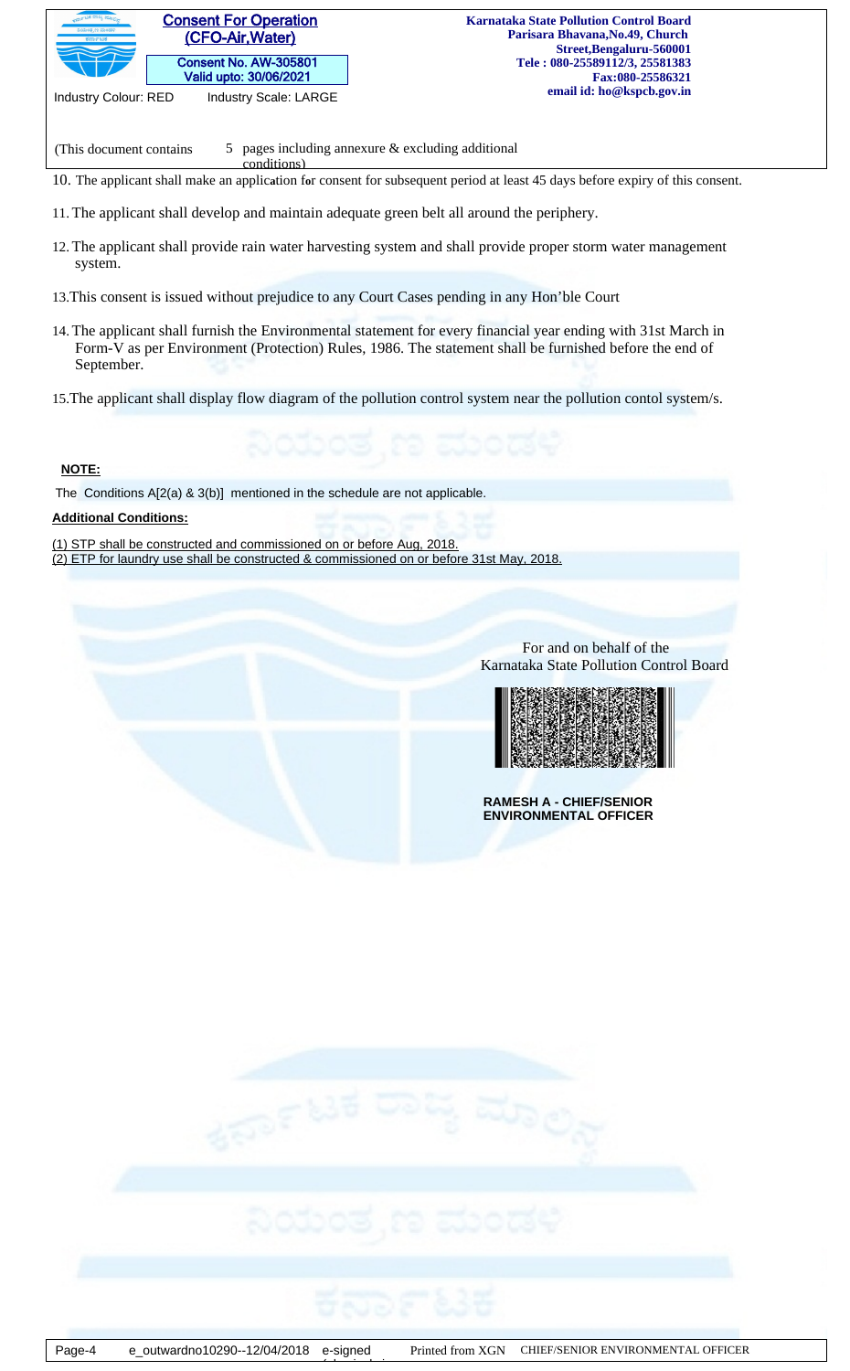10. The applicant shall make an application for consent for subsequent period at least 45 days before expiry of this consent.

11. The applicant shall develop and maintain adequate green belt all around the periphery.

12. The applicant shall provide rain water harvesting system and shall provide proper storm water management system.

13. This consent is issued without prejudice to any Court Cases pending in any Hon'ble Court

14. The applicant shall furnish the Environmental statement for every financial year ending with 31st March in Form-V as per Environment (Protection) Rules, 1986. The statement shall be furnished before the end of September.

15. The applicant shall display flow diagram of the pollution control system near the pollution contol system/s.

**NOTE:**

The Conditions A[2(a) & 3(b)] mentioned in the schedule are not applicable.

**Additional Conditions:**

(1) STP shall be constructed and commissioned on or before Aug, 2018.
(2) ETP for laundry use shall be constructed & commissioned on or before 31st May, 2018.

For and on behalf of the
Karnataka State Pollution Control Board

**RAMESH A - CHIEF/SENIOR ENVIRONMENTAL OFFICER**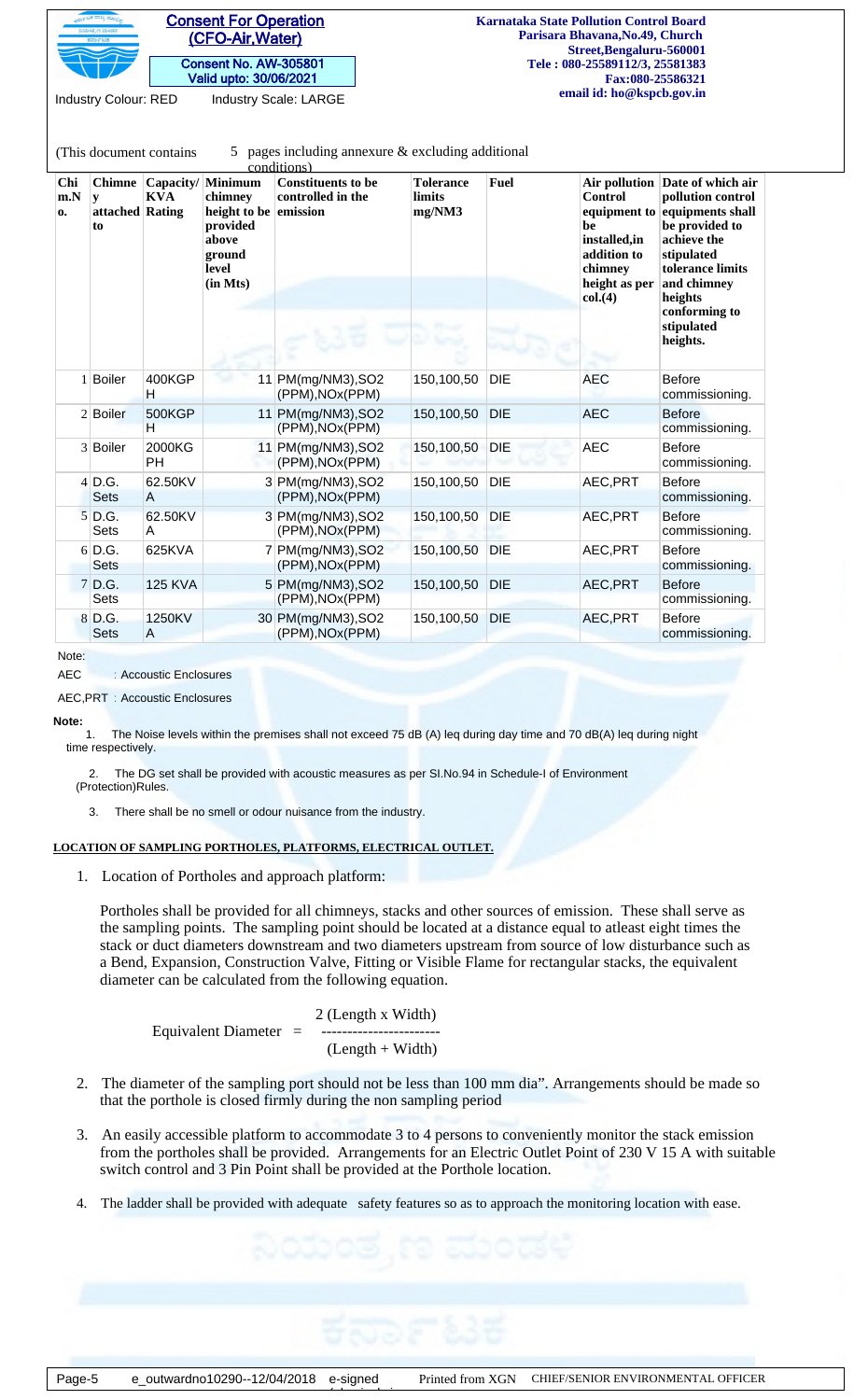**Consent For Operation (CFO-Air,Water)**

Consent No. AW-305801
Valid upto: 30/06/2021

**Karnataka State Pollution Control Board**
**Parisara Bhavana,No.49, Church Street,Bengaluru-560001**
**Tele : 080-25589112/3, 25581383**
**Fax:080-25586321**
**email id: ho@kspcb.gov.in**

Industry Colour: RED Industry Scale: LARGE

(This document contains 5 pages including annexure & excluding additional conditions)

| Chim.No. | Chimney attached to | Capacity/ KVA Rating | Minimum chimney height to be provided above ground level (in Mts) | Constituents to be controlled in the emission | Tolerance limits mg/NM3 | Fuel | Air pollution Control equipment to be installed,in addition to chimney height as per col.(4) | Date of which air pollution control equipments shall be provided to achieve the stipulated tolerance limits and chimney heights conforming to stipulated heights. |
|---|---|---|---|---|---|---|---|---|
| 1 | Boiler | 400KGPH | 11 | PM(mg/NM3),SO2 (PPM),NOx(PPM) | 150,100,50 | DIE | AEC | Before commissioning. |
| 2 | Boiler | 500KGPH | 11 | PM(mg/NM3),SO2 (PPM),NOx(PPM) | 150,100,50 | DIE | AEC | Before commissioning. |
| 3 | Boiler | 2000KGPH | 11 | PM(mg/NM3),SO2 (PPM),NOx(PPM) | 150,100,50 | DIE | AEC | Before commissioning. |
| 4 | D.G. Sets | 62.50KVA | 3 | PM(mg/NM3),SO2 (PPM),NOx(PPM) | 150,100,50 | DIE | AEC,PRT | Before commissioning. |
| 5 | D.G. Sets | 62.50KVA | 3 | PM(mg/NM3),SO2 (PPM),NOx(PPM) | 150,100,50 | DIE | AEC,PRT | Before commissioning. |
| 6 | D.G. Sets | 625KVA | 7 | PM(mg/NM3),SO2 (PPM),NOx(PPM) | 150,100,50 | DIE | AEC,PRT | Before commissioning. |
| 7 | D.G. Sets | 125 KVA | 5 | PM(mg/NM3),SO2 (PPM),NOx(PPM) | 150,100,50 | DIE | AEC,PRT | Before commissioning. |
| 8 | D.G. Sets | 1250KVA | 30 | PM(mg/NM3),SO2 (PPM),NOx(PPM) | 150,100,50 | DIE | AEC,PRT | Before commissioning. |

Note:

AEC : Accoustic Enclosures

AEC,PRT : Accoustic Enclosures

**Note:**

1. The Noise levels within the premises shall not exceed 75 dB (A) leq during day time and 70 dB(A) leq during night time respectively.
2. The DG set shall be provided with acoustic measures as per Sl.No.94 in Schedule-I of Environment (Protection)Rules.
3. There shall be no smell or odour nuisance from the industry.

**LOCATION OF SAMPLING PORTHOLES, PLATFORMS, ELECTRICAL OUTLET.**

1. Location of Portholes and approach platform:

   Portholes shall be provided for all chimneys, stacks and other sources of emission. These shall serve as the sampling points. The sampling point should be located at a distance equal to atleast eight times the stack or duct diameters downstream and two diameters upstream from source of low disturbance such as a Bend, Expansion, Construction Valve, Fitting or Visible Flame for rectangular stacks, the equivalent diameter can be calculated from the following equation.

   $$\text{Equivalent Diameter} = \frac{2\,(\text{Length} \times \text{Width})}{(\text{Length} + \text{Width})}$$

2. The diameter of the sampling port should not be less than 100 mm dia". Arrangements should be made so that the porthole is closed firmly during the non sampling period
3. An easily accessible platform to accommodate 3 to 4 persons to conveniently monitor the stack emission from the portholes shall be provided. Arrangements for an Electric Outlet Point of 230 V 15 A with suitable switch control and 3 Pin Point shall be provided at the Porthole location.
4. The ladder shall be provided with adequate safety features so as to approach the monitoring location with ease.

e_outwardno10290--12/04/2018 e-signed Printed from XGN CHIEF/SENIOR ENVIRONMENTAL OFFICER